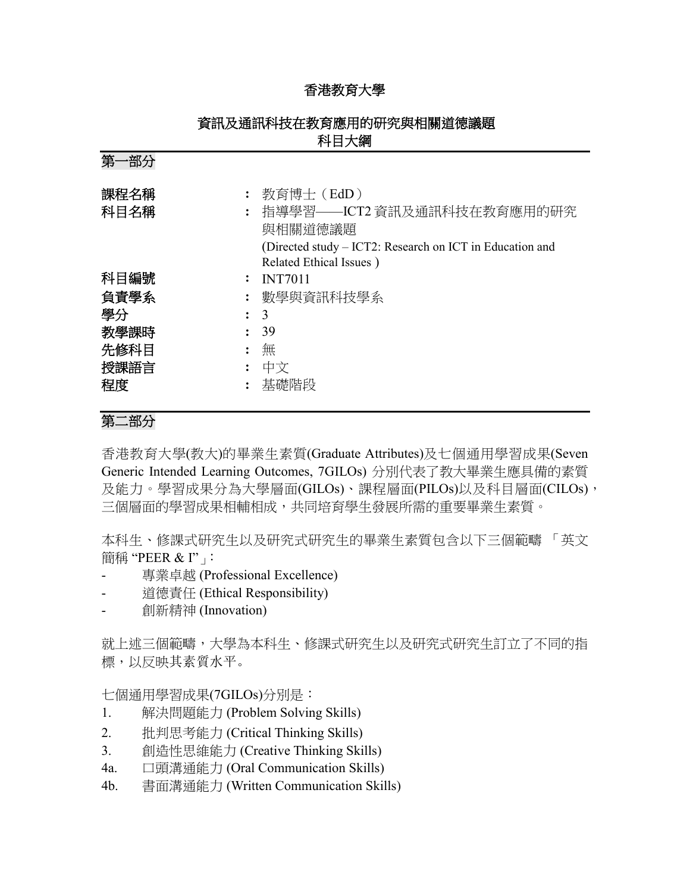# 香港教育大學

## 資訊及通訊科技在教育應用的研究與相關道德議題
## 科目大綱

### 第一部分

| | | |
|---|---|---|
| 課程名稱 | : | 教育博士（EdD） |
| 科目名稱 | : | 指導學習——ICT2 資訊及通訊科技在教育應用的研究與相關道德議題 (Directed study – ICT2: Research on ICT in Education and Related Ethical Issues ) |
| 科目編號 | : | INT7011 |
| 負責學系 | : | 數學與資訊科技學系 |
| 學分 | : | 3 |
| 教學課時 | : | 39 |
| 先修科目 | : | 無 |
| 授課語言 | : | 中文 |
| 程度 | : | 基礎階段 |

### 第二部分

香港教育大學(教大)的畢業生素質(Graduate Attributes)及七個通用學習成果(Seven Generic Intended Learning Outcomes, 7GILOs) 分別代表了教大畢業生應具備的素質及能力。學習成果分為大學層面(GILOs)、課程層面(PILOs)以及科目層面(CILOs)，三個層面的學習成果相輔相成，共同培育學生發展所需的重要畢業生素質。

本科生、修課式研究生以及研究式研究生的畢業生素質包含以下三個範疇 「英文簡稱 "PEER & I"」：

- 專業卓越 (Professional Excellence)
- 道德責任 (Ethical Responsibility)
- 創新精神 (Innovation)

就上述三個範疇，大學為本科生、修課式研究生以及研究式研究生訂立了不同的指標，以反映其素質水平。

七個通用學習成果(7GILOs)分別是：

1. 解決問題能力 (Problem Solving Skills)
2. 批判思考能力 (Critical Thinking Skills)
3. 創造性思維能力 (Creative Thinking Skills)

4a. 口頭溝通能力 (Oral Communication Skills)

4b. 書面溝通能力 (Written Communication Skills)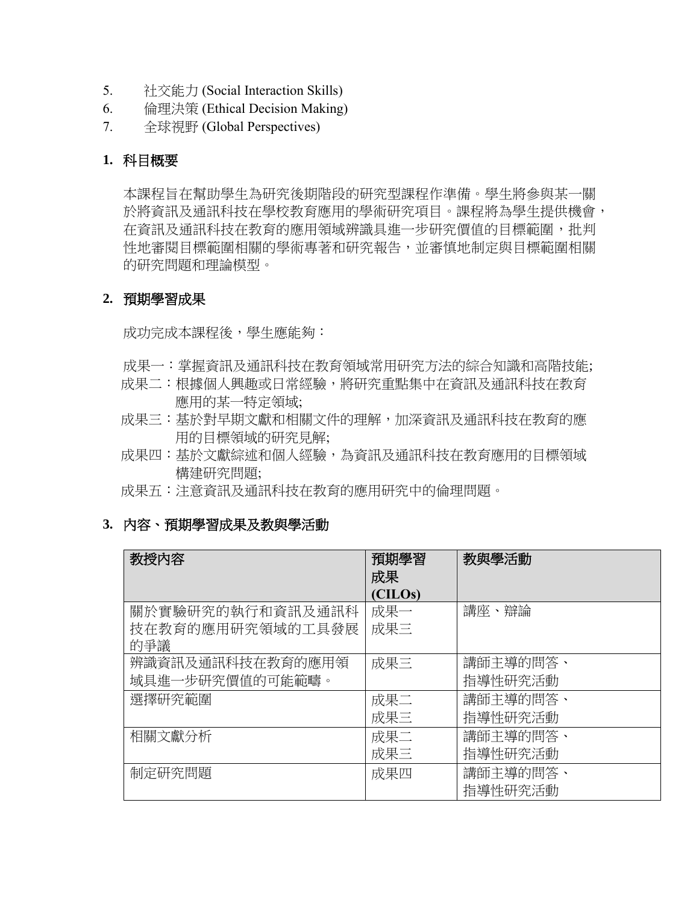5. 社交能力 (Social Interaction Skills)
6. 倫理決策 (Ethical Decision Making)
7. 全球視野 (Global Perspectives)

## 1. 科目概要

本課程旨在幫助學生為研究後期階段的研究型課程作準備。學生將參與某一關於將資訊及通訊科技在學校教育應用的學術研究項目。課程將為學生提供機會，在資訊及通訊科技在教育的應用領域辨識具進一步研究價值的目標範圍，批判性地審閱目標範圍相關的學術專著和研究報告，並審慎地制定與目標範圍相關的研究問題和理論模型。

## 2. 預期學習成果

成功完成本課程後，學生應能夠：

成果一：掌握資訊及通訊科技在教育領域常用研究方法的綜合知識和高階技能;

成果二：根據個人興趣或日常經驗，將研究重點集中在資訊及通訊科技在教育應用的某一特定領域;

成果三：基於對早期文獻和相關文件的理解，加深資訊及通訊科技在教育的應用的目標領域的研究見解;

成果四：基於文獻綜述和個人經驗，為資訊及通訊科技在教育應用的目標領域構建研究問題;

成果五：注意資訊及通訊科技在教育的應用研究中的倫理問題。

## 3. 內容、預期學習成果及教與學活動

| 教授內容 | 預期學習成果 (CILOs) | 教與學活動 |
|---|---|---|
| 關於實驗研究的執行和資訊及通訊科技在教育的應用研究領域的工具發展的爭議 | 成果一<br>成果三 | 講座、辯論 |
| 辨識資訊及通訊科技在教育的應用領域具進一步研究價值的可能範疇。 | 成果三 | 講師主導的問答、指導性研究活動 |
| 選擇研究範圍 | 成果二<br>成果三 | 講師主導的問答、指導性研究活動 |
| 相關文獻分析 | 成果二<br>成果三 | 講師主導的問答、指導性研究活動 |
| 制定研究問題 | 成果四 | 講師主導的問答、指導性研究活動 |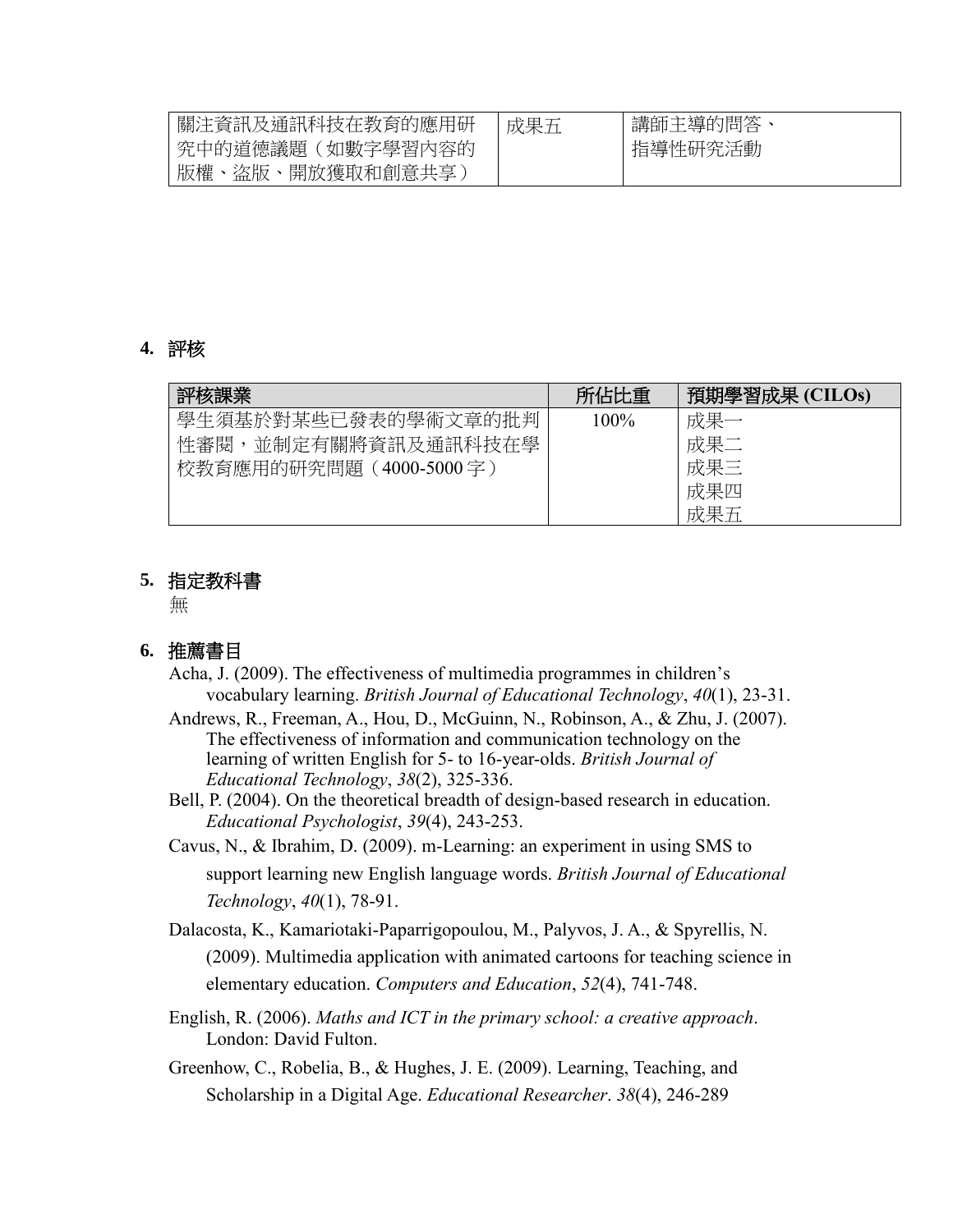| 關注資訊及通訊科技在教育的應用研究中的道德議題（如數字學習內容的版權、盜版、開放獲取和創意共享） | 成果五 | 講師主導的問答、指導性研究活動 |
|---|---|---|

## 4. 評核

| 評核課業 | 所佔比重 | 預期學習成果 (CILOs) |
|---|---|---|
| 學生須基於對某些已發表的學術文章的批判性審閱，並制定有關將資訊及通訊科技在學校教育應用的研究問題（4000-5000 字） | 100% | 成果一<br>成果二<br>成果三<br>成果四<br>成果五 |

## 5. 指定教科書

無

## 6. 推薦書目

Acha, J. (2009). The effectiveness of multimedia programmes in children's vocabulary learning. *British Journal of Educational Technology*, *40*(1), 23-31.

Andrews, R., Freeman, A., Hou, D., McGuinn, N., Robinson, A., & Zhu, J. (2007). The effectiveness of information and communication technology on the learning of written English for 5- to 16-year-olds. *British Journal of Educational Technology*, *38*(2), 325-336.

Bell, P. (2004). On the theoretical breadth of design-based research in education. *Educational Psychologist*, *39*(4), 243-253.

Cavus, N., & Ibrahim, D. (2009). m-Learning: an experiment in using SMS to support learning new English language words. *British Journal of Educational Technology*, *40*(1), 78-91.

Dalacosta, K., Kamariotaki-Paparrigopoulou, M., Palyvos, J. A., & Spyrellis, N. (2009). Multimedia application with animated cartoons for teaching science in elementary education. *Computers and Education*, *52*(4), 741-748.

English, R. (2006). *Maths and ICT in the primary school: a creative approach*. London: David Fulton.

Greenhow, C., Robelia, B., & Hughes, J. E. (2009). Learning, Teaching, and Scholarship in a Digital Age. *Educational Researcher*. *38*(4), 246-289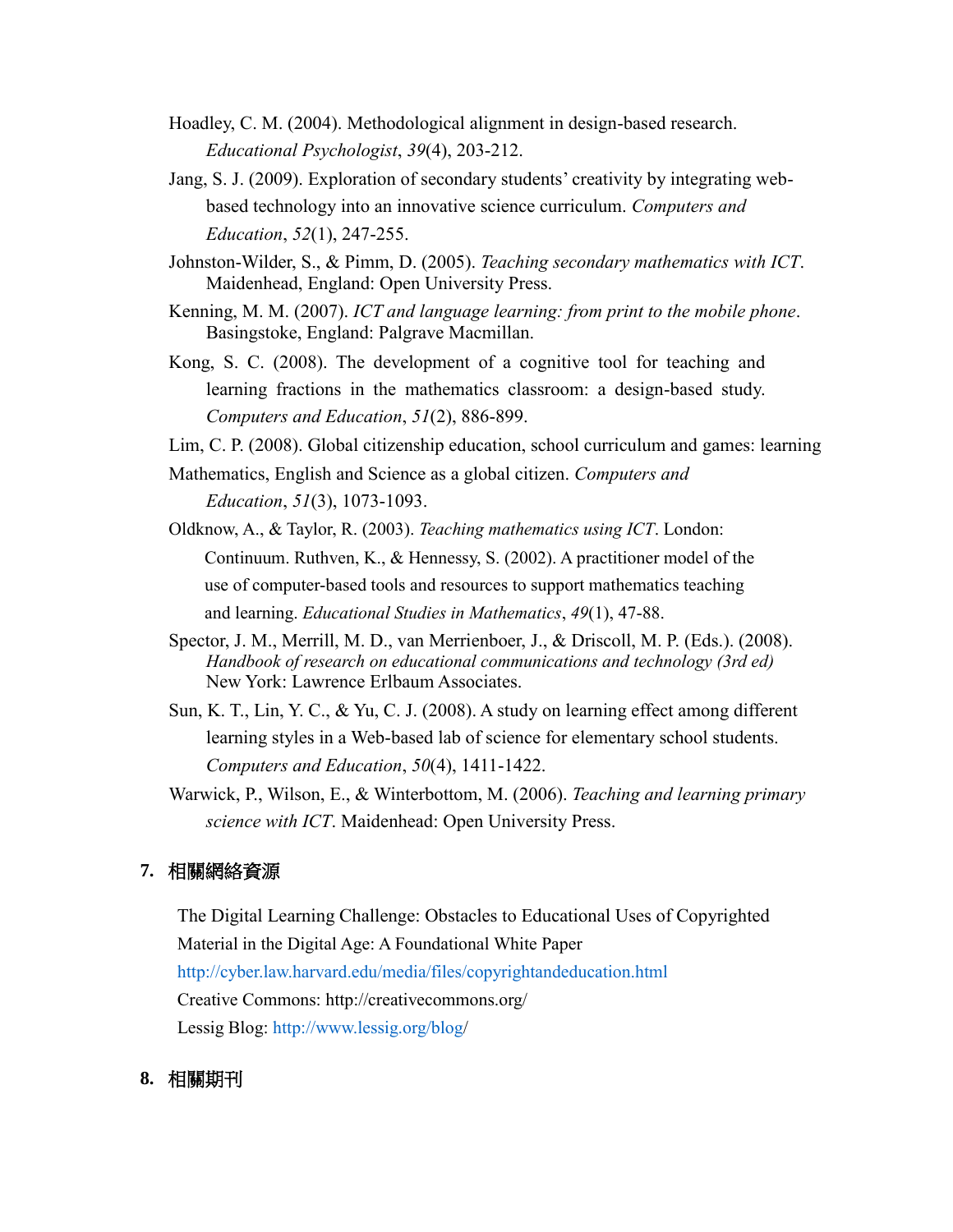Hoadley, C. M. (2004). Methodological alignment in design-based research. *Educational Psychologist*, *39*(4), 203-212.

Jang, S. J. (2009). Exploration of secondary students' creativity by integrating web-based technology into an innovative science curriculum. *Computers and Education*, *52*(1), 247-255.

Johnston-Wilder, S., & Pimm, D. (2005). *Teaching secondary mathematics with ICT*. Maidenhead, England: Open University Press.

Kenning, M. M. (2007). *ICT and language learning: from print to the mobile phone*. Basingstoke, England: Palgrave Macmillan.

Kong, S. C. (2008). The development of a cognitive tool for teaching and learning fractions in the mathematics classroom: a design-based study. *Computers and Education*, *51*(2), 886-899.

Lim, C. P. (2008). Global citizenship education, school curriculum and games: learning Mathematics, English and Science as a global citizen. *Computers and Education*, *51*(3), 1073-1093.

Oldknow, A., & Taylor, R. (2003). *Teaching mathematics using ICT*. London: Continuum. Ruthven, K., & Hennessy, S. (2002). A practitioner model of the use of computer-based tools and resources to support mathematics teaching and learning. *Educational Studies in Mathematics*, *49*(1), 47-88.

Spector, J. M., Merrill, M. D., van Merrienboer, J., & Driscoll, M. P. (Eds.). (2008). *Handbook of research on educational communications and technology (3rd ed)* New York: Lawrence Erlbaum Associates.

Sun, K. T., Lin, Y. C., & Yu, C. J. (2008). A study on learning effect among different learning styles in a Web-based lab of science for elementary school students. *Computers and Education*, *50*(4), 1411-1422.

Warwick, P., Wilson, E., & Winterbottom, M. (2006). *Teaching and learning primary science with ICT*. Maidenhead: Open University Press.

## 7. 相關網絡資源

The Digital Learning Challenge: Obstacles to Educational Uses of Copyrighted Material in the Digital Age: A Foundational White Paper
http://cyber.law.harvard.edu/media/files/copyrightandeducation.html
Creative Commons: http://creativecommons.org/
Lessig Blog: http://www.lessig.org/blog/

## 8. 相關期刊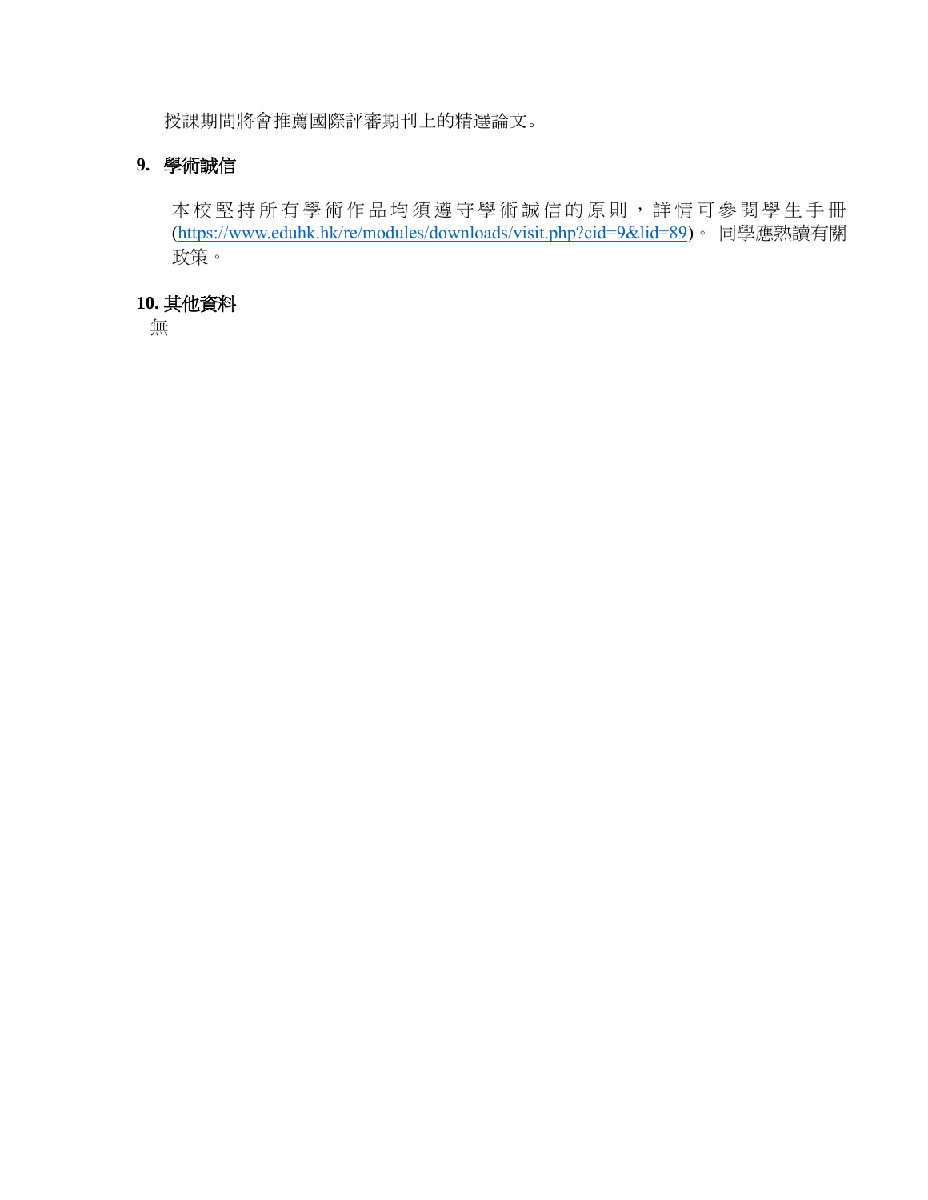授課期間將會推薦國際評審期刊上的精選論文。

## 9. 學術誠信

本校堅持所有學術作品均須遵守學術誠信的原則，詳情可參閱學生手冊(https://www.eduhk.hk/re/modules/downloads/visit.php?cid=9&lid=89)。 同學應熟讀有關政策。

## 10. 其他資料

無